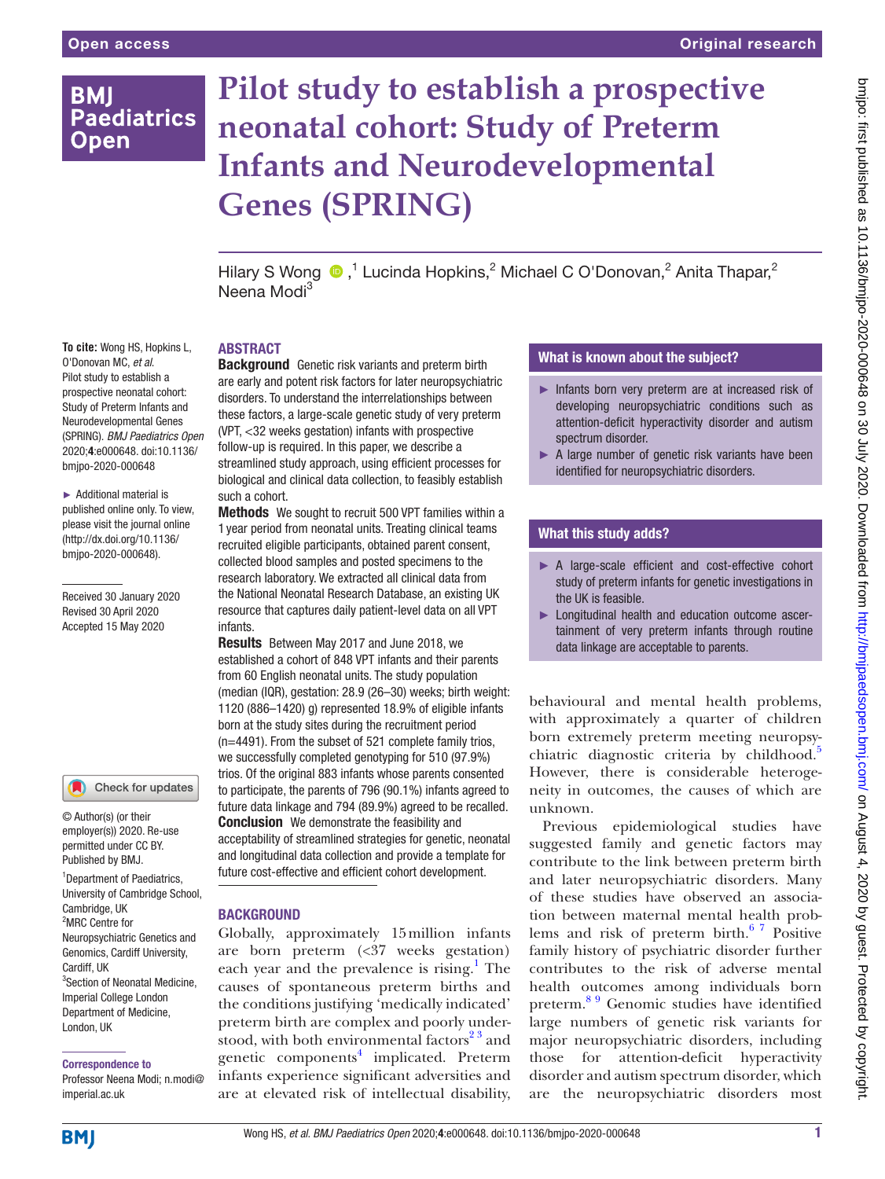# Pilot study to establish a prospective neonatal cohort: Study of Preterm Infants and Neurodevelopmental Genes (SPRING)

Hilary S Wong ,[1] Lucinda Hopkins,[2] Michael C O'Donovan,[2] Anita Thapar,[2] Neena Modi[3]

**To cite:** Wong HS, Hopkins L, O'Donovan MC, *et al*. Pilot study to establish a prospective neonatal cohort: Study of Preterm Infants and Neurodevelopmental Genes (SPRING). *BMJ Paediatrics Open* 2020;**4**:e000648. doi:10.1136/bmjpo-2020-000648

► Additional material is published online only. To view, please visit the journal online (http://dx.doi.org/10.1136/bmjpo-2020-000648).

Received 30 January 2020
Revised 30 April 2020
Accepted 15 May 2020

© Author(s) (or their employer(s)) 2020. Re-use permitted under CC BY. Published by BMJ.

[1]Department of Paediatrics, University of Cambridge School, Cambridge, UK
[2]MRC Centre for Neuropsychiatric Genetics and Genomics, Cardiff University, Cardiff, UK
[3]Section of Neonatal Medicine, Imperial College London Department of Medicine, London, UK

**Correspondence to**
Professor Neena Modi; n.modi@imperial.ac.uk

## ABSTRACT

**Background** Genetic risk variants and preterm birth are early and potent risk factors for later neuropsychiatric disorders. To understand the interrelationships between these factors, a large-scale genetic study of very preterm (VPT, <32 weeks gestation) infants with prospective follow-up is required. In this paper, we describe a streamlined study approach, using efficient processes for biological and clinical data collection, to feasibly establish such a cohort.

**Methods** We sought to recruit 500 VPT families within a 1 year period from neonatal units. Treating clinical teams recruited eligible participants, obtained parent consent, collected blood samples and posted specimens to the research laboratory. We extracted all clinical data from the National Neonatal Research Database, an existing UK resource that captures daily patient-level data on all VPT infants.

**Results** Between May 2017 and June 2018, we established a cohort of 848 VPT infants and their parents from 60 English neonatal units. The study population (median (IQR), gestation: 28.9 (26–30) weeks; birth weight: 1120 (886–1420) g) represented 18.9% of eligible infants born at the study sites during the recruitment period (n=4491). From the subset of 521 complete family trios, we successfully completed genotyping for 510 (97.9%) trios. Of the original 883 infants whose parents consented to participate, the parents of 796 (90.1%) infants agreed to future data linkage and 794 (89.9%) agreed to be recalled.

**Conclusion** We demonstrate the feasibility and acceptability of streamlined strategies for genetic, neonatal and longitudinal data collection and provide a template for future cost-effective and efficient cohort development.

### What is known about the subject?

- Infants born very preterm are at increased risk of developing neuropsychiatric conditions such as attention-deficit hyperactivity disorder and autism spectrum disorder.
- A large number of genetic risk variants have been identified for neuropsychiatric disorders.

### What this study adds?

- A large-scale efficient and cost-effective cohort study of preterm infants for genetic investigations in the UK is feasible.
- Longitudinal health and education outcome ascertainment of very preterm infants through routine data linkage are acceptable to parents.

## BACKGROUND

Globally, approximately 15 million infants are born preterm (<37 weeks gestation) each year and the prevalence is rising.[1] The causes of spontaneous preterm births and the conditions justifying 'medically indicated' preterm birth are complex and poorly understood, with both environmental factors[2,3] and genetic components[4] implicated. Preterm infants experience significant adversities and are at elevated risk of intellectual disability, behavioural and mental health problems, with approximately a quarter of children born extremely preterm meeting neuropsychiatric diagnostic criteria by childhood.[5] However, there is considerable heterogeneity in outcomes, the causes of which are unknown.

Previous epidemiological studies have suggested family and genetic factors may contribute to the link between preterm birth and later neuropsychiatric disorders. Many of these studies have observed an association between maternal mental health problems and risk of preterm birth.[6,7] Positive family history of psychiatric disorder further contributes to the risk of adverse mental health outcomes among individuals born preterm.[8,9] Genomic studies have identified large numbers of genetic risk variants for major neuropsychiatric disorders, including those for attention-deficit hyperactivity disorder and autism spectrum disorder, which are the neuropsychiatric disorders most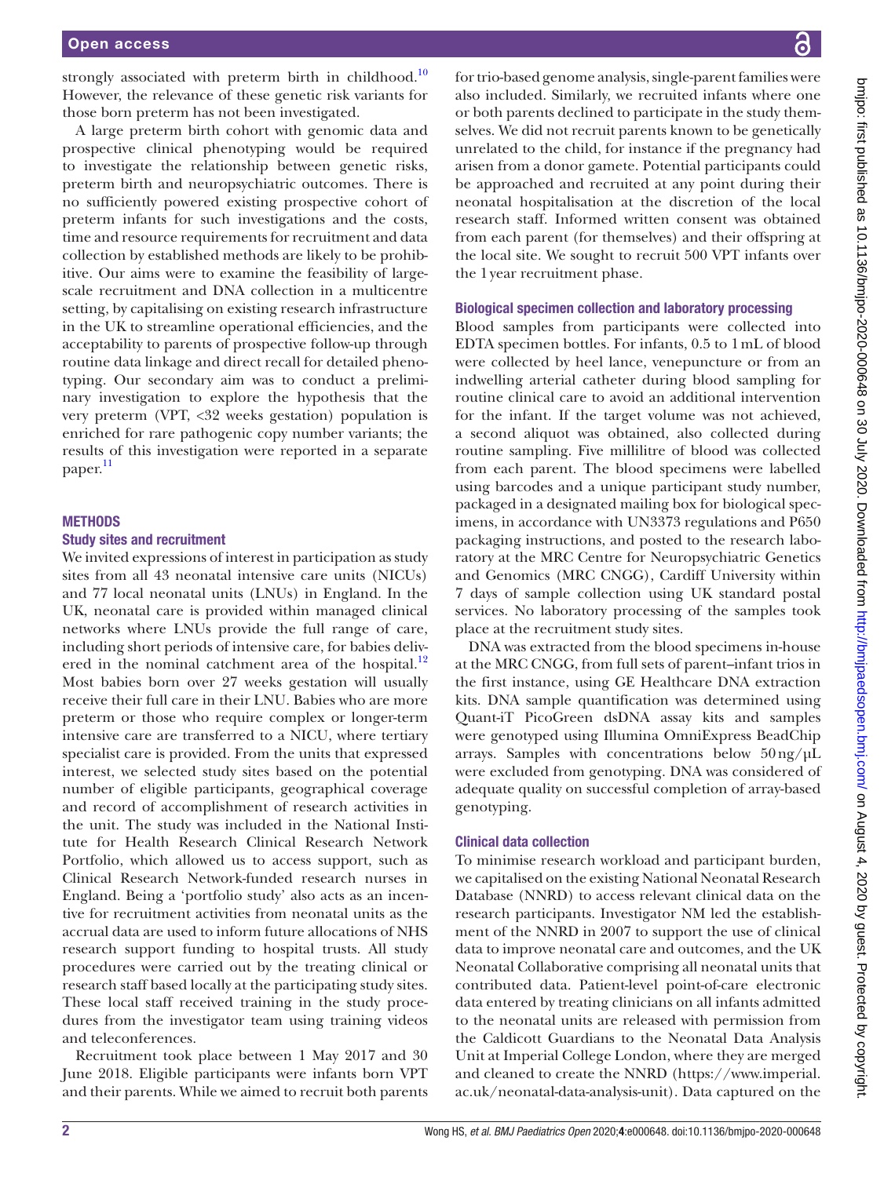strongly associated with preterm birth in childhood.[10] However, the relevance of these genetic risk variants for those born preterm has not been investigated.

A large preterm birth cohort with genomic data and prospective clinical phenotyping would be required to investigate the relationship between genetic risks, preterm birth and neuropsychiatric outcomes. There is no sufficiently powered existing prospective cohort of preterm infants for such investigations and the costs, time and resource requirements for recruitment and data collection by established methods are likely to be prohibitive. Our aims were to examine the feasibility of large-scale recruitment and DNA collection in a multicentre setting, by capitalising on existing research infrastructure in the UK to streamline operational efficiencies, and the acceptability to parents of prospective follow-up through routine data linkage and direct recall for detailed phenotyping. Our secondary aim was to conduct a preliminary investigation to explore the hypothesis that the very preterm (VPT, <32 weeks gestation) population is enriched for rare pathogenic copy number variants; the results of this investigation were reported in a separate paper.[11]

## METHODS

### Study sites and recruitment

We invited expressions of interest in participation as study sites from all 43 neonatal intensive care units (NICUs) and 77 local neonatal units (LNUs) in England. In the UK, neonatal care is provided within managed clinical networks where LNUs provide the full range of care, including short periods of intensive care, for babies delivered in the nominal catchment area of the hospital.[12] Most babies born over 27 weeks gestation will usually receive their full care in their LNU. Babies who are more preterm or those who require complex or longer-term intensive care are transferred to a NICU, where tertiary specialist care is provided. From the units that expressed interest, we selected study sites based on the potential number of eligible participants, geographical coverage and record of accomplishment of research activities in the unit. The study was included in the National Institute for Health Research Clinical Research Network Portfolio, which allowed us to access support, such as Clinical Research Network-funded research nurses in England. Being a 'portfolio study' also acts as an incentive for recruitment activities from neonatal units as the accrual data are used to inform future allocations of NHS research support funding to hospital trusts. All study procedures were carried out by the treating clinical or research staff based locally at the participating study sites. These local staff received training in the study procedures from the investigator team using training videos and teleconferences.

Recruitment took place between 1 May 2017 and 30 June 2018. Eligible participants were infants born VPT and their parents. While we aimed to recruit both parents for trio-based genome analysis, single-parent families were also included. Similarly, we recruited infants where one or both parents declined to participate in the study themselves. We did not recruit parents known to be genetically unrelated to the child, for instance if the pregnancy had arisen from a donor gamete. Potential participants could be approached and recruited at any point during their neonatal hospitalisation at the discretion of the local research staff. Informed written consent was obtained from each parent (for themselves) and their offspring at the local site. We sought to recruit 500 VPT infants over the 1 year recruitment phase.

### Biological specimen collection and laboratory processing

Blood samples from participants were collected into EDTA specimen bottles. For infants, 0.5 to 1 mL of blood were collected by heel lance, venepuncture or from an indwelling arterial catheter during blood sampling for routine clinical care to avoid an additional intervention for the infant. If the target volume was not achieved, a second aliquot was obtained, also collected during routine sampling. Five millilitre of blood was collected from each parent. The blood specimens were labelled using barcodes and a unique participant study number, packaged in a designated mailing box for biological specimens, in accordance with UN3373 regulations and P650 packaging instructions, and posted to the research laboratory at the MRC Centre for Neuropsychiatric Genetics and Genomics (MRC CNGG), Cardiff University within 7 days of sample collection using UK standard postal services. No laboratory processing of the samples took place at the recruitment study sites.

DNA was extracted from the blood specimens in-house at the MRC CNGG, from full sets of parent–infant trios in the first instance, using GE Healthcare DNA extraction kits. DNA sample quantification was determined using Quant-iT PicoGreen dsDNA assay kits and samples were genotyped using Illumina OmniExpress BeadChip arrays. Samples with concentrations below 50 ng/µL were excluded from genotyping. DNA was considered of adequate quality on successful completion of array-based genotyping.

### Clinical data collection

To minimise research workload and participant burden, we capitalised on the existing National Neonatal Research Database (NNRD) to access relevant clinical data on the research participants. Investigator NM led the establishment of the NNRD in 2007 to support the use of clinical data to improve neonatal care and outcomes, and the UK Neonatal Collaborative comprising all neonatal units that contributed data. Patient-level point-of-care electronic data entered by treating clinicians on all infants admitted to the neonatal units are released with permission from the Caldicott Guardians to the Neonatal Data Analysis Unit at Imperial College London, where they are merged and cleaned to create the NNRD (https://www.imperial.ac.uk/neonatal-data-analysis-unit). Data captured on the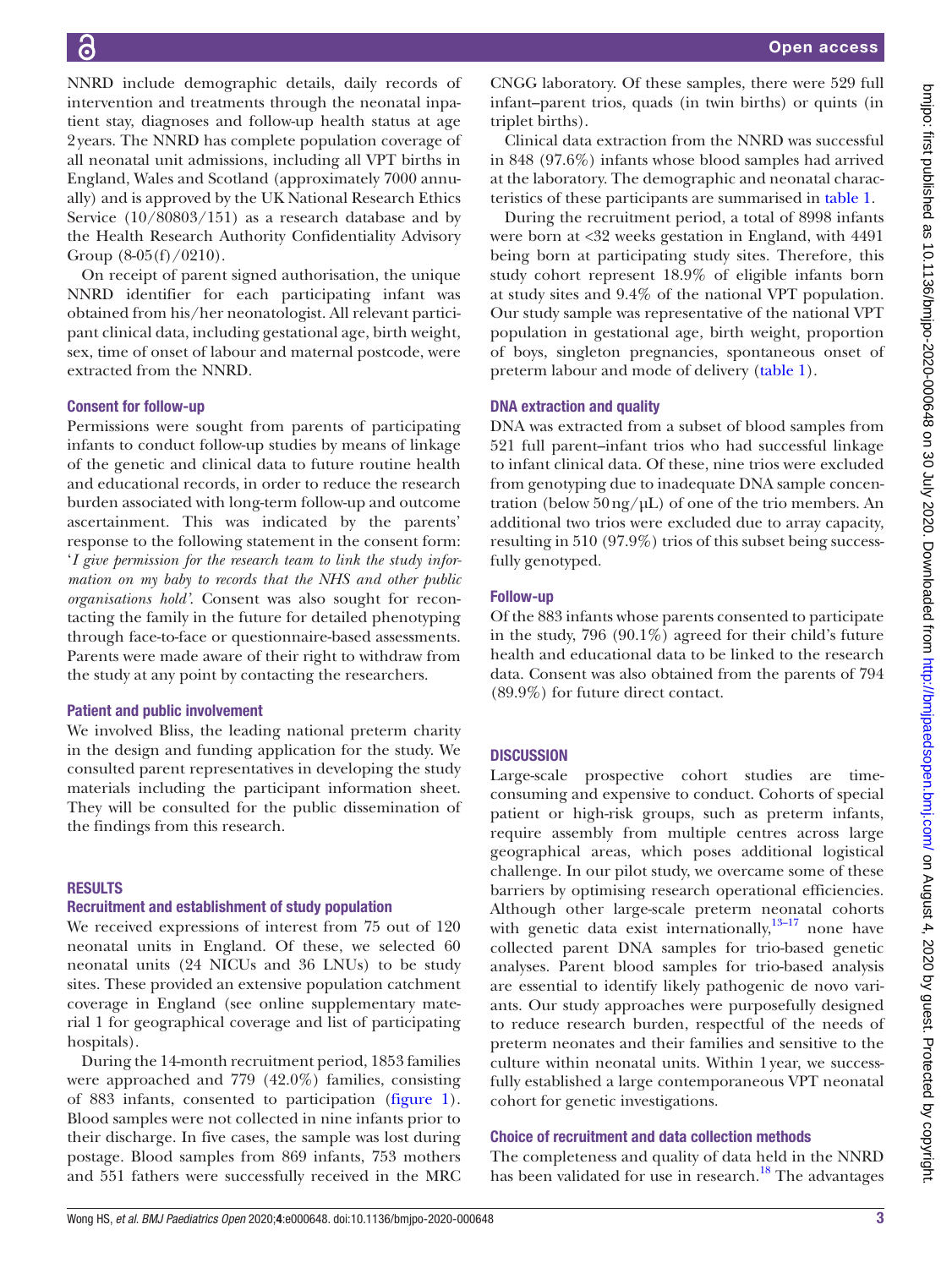NNRD include demographic details, daily records of intervention and treatments through the neonatal inpatient stay, diagnoses and follow-up health status at age 2 years. The NNRD has complete population coverage of all neonatal unit admissions, including all VPT births in England, Wales and Scotland (approximately 7000 annually) and is approved by the UK National Research Ethics Service (10/80803/151) as a research database and by the Health Research Authority Confidentiality Advisory Group (8-05(f)/0210).

On receipt of parent signed authorisation, the unique NNRD identifier for each participating infant was obtained from his/her neonatologist. All relevant participant clinical data, including gestational age, birth weight, sex, time of onset of labour and maternal postcode, were extracted from the NNRD.

### Consent for follow-up

Permissions were sought from parents of participating infants to conduct follow-up studies by means of linkage of the genetic and clinical data to future routine health and educational records, in order to reduce the research burden associated with long-term follow-up and outcome ascertainment. This was indicated by the parents' response to the following statement in the consent form: '*I give permission for the research team to link the study information on my baby to records that the NHS and other public organisations hold'*. Consent was also sought for recontacting the family in the future for detailed phenotyping through face-to-face or questionnaire-based assessments. Parents were made aware of their right to withdraw from the study at any point by contacting the researchers.

### Patient and public involvement

We involved Bliss, the leading national preterm charity in the design and funding application for the study. We consulted parent representatives in developing the study materials including the participant information sheet. They will be consulted for the public dissemination of the findings from this research.

## RESULTS

### Recruitment and establishment of study population

We received expressions of interest from 75 out of 120 neonatal units in England. Of these, we selected 60 neonatal units (24 NICUs and 36 LNUs) to be study sites. These provided an extensive population catchment coverage in England (see online supplementary material 1 for geographical coverage and list of participating hospitals).

During the 14-month recruitment period, 1853 families were approached and 779 (42.0%) families, consisting of 883 infants, consented to participation (figure 1). Blood samples were not collected in nine infants prior to their discharge. In five cases, the sample was lost during postage. Blood samples from 869 infants, 753 mothers and 551 fathers were successfully received in the MRC CNGG laboratory. Of these samples, there were 529 full infant–parent trios, quads (in twin births) or quints (in triplet births).

Clinical data extraction from the NNRD was successful in 848 (97.6%) infants whose blood samples had arrived at the laboratory. The demographic and neonatal characteristics of these participants are summarised in table 1.

During the recruitment period, a total of 8998 infants were born at <32 weeks gestation in England, with 4491 being born at participating study sites. Therefore, this study cohort represent 18.9% of eligible infants born at study sites and 9.4% of the national VPT population. Our study sample was representative of the national VPT population in gestational age, birth weight, proportion of boys, singleton pregnancies, spontaneous onset of preterm labour and mode of delivery (table 1).

### DNA extraction and quality

DNA was extracted from a subset of blood samples from 521 full parent–infant trios who had successful linkage to infant clinical data. Of these, nine trios were excluded from genotyping due to inadequate DNA sample concentration (below 50 ng/μL) of one of the trio members. An additional two trios were excluded due to array capacity, resulting in 510 (97.9%) trios of this subset being successfully genotyped.

### Follow-up

Of the 883 infants whose parents consented to participate in the study, 796 (90.1%) agreed for their child's future health and educational data to be linked to the research data. Consent was also obtained from the parents of 794 (89.9%) for future direct contact.

## DISCUSSION

Large-scale prospective cohort studies are time-consuming and expensive to conduct. Cohorts of special patient or high-risk groups, such as preterm infants, require assembly from multiple centres across large geographical areas, which poses additional logistical challenge. In our pilot study, we overcame some of these barriers by optimising research operational efficiencies. Although other large-scale preterm neonatal cohorts with genetic data exist internationally,[13–17] none have collected parent DNA samples for trio-based genetic analyses. Parent blood samples for trio-based analysis are essential to identify likely pathogenic de novo variants. Our study approaches were purposefully designed to reduce research burden, respectful of the needs of preterm neonates and their families and sensitive to the culture within neonatal units. Within 1 year, we successfully established a large contemporaneous VPT neonatal cohort for genetic investigations.

### Choice of recruitment and data collection methods

The completeness and quality of data held in the NNRD has been validated for use in research.[18] The advantages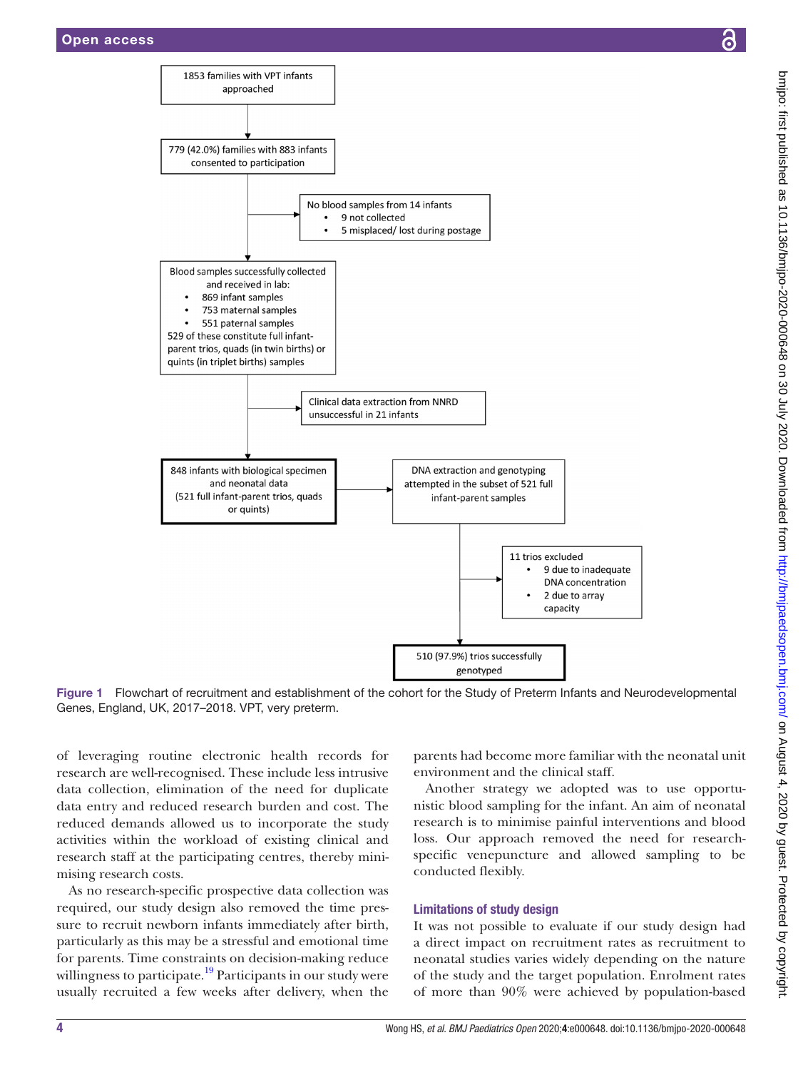1853 families with VPT infants approached

779 (42.0%) families with 883 infants consented to participation

No blood samples from 14 infants
- 9 not collected
- 5 misplaced/ lost during postage

Blood samples successfully collected and received in lab:
- 869 infant samples
- 753 maternal samples
- 551 paternal samples

529 of these constitute full infant-parent trios, quads (in twin births) or quints (in triplet births) samples

Clinical data extraction from NNRD unsuccessful in 21 infants

848 infants with biological specimen and neonatal data (521 full infant-parent trios, quads or quints)

DNA extraction and genotyping attempted in the subset of 521 full infant-parent samples

11 trios excluded
- 9 due to inadequate DNA concentration
- 2 due to array capacity

510 (97.9%) trios successfully genotyped

**Figure 1** Flowchart of recruitment and establishment of the cohort for the Study of Preterm Infants and Neurodevelopmental Genes, England, UK, 2017–2018. VPT, very preterm.

of leveraging routine electronic health records for research are well-recognised. These include less intrusive data collection, elimination of the need for duplicate data entry and reduced research burden and cost. The reduced demands allowed us to incorporate the study activities within the workload of existing clinical and research staff at the participating centres, thereby minimising research costs.

As no research-specific prospective data collection was required, our study design also removed the time pressure to recruit newborn infants immediately after birth, particularly as this may be a stressful and emotional time for parents. Time constraints on decision-making reduce willingness to participate.[19] Participants in our study were usually recruited a few weeks after delivery, when the parents had become more familiar with the neonatal unit environment and the clinical staff.

Another strategy we adopted was to use opportunistic blood sampling for the infant. An aim of neonatal research is to minimise painful interventions and blood loss. Our approach removed the need for research-specific venepuncture and allowed sampling to be conducted flexibly.

### Limitations of study design

It was not possible to evaluate if our study design had a direct impact on recruitment rates as recruitment to neonatal studies varies widely depending on the nature of the study and the target population. Enrolment rates of more than 90% were achieved by population-based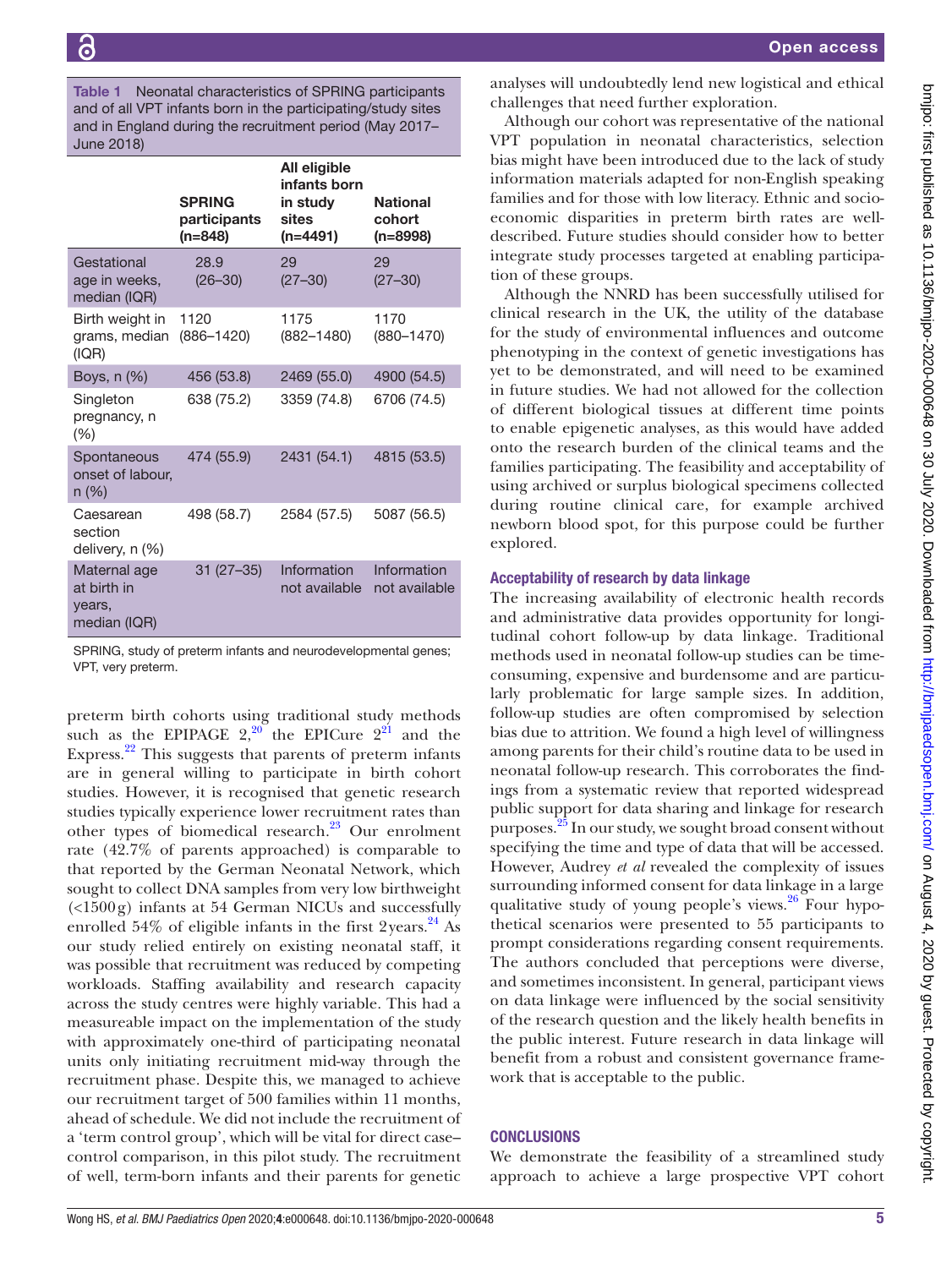**Table 1** Neonatal characteristics of SPRING participants and of all VPT infants born in the participating/study sites and in England during the recruitment period (May 2017–June 2018)

| | SPRING participants (n=848) | All eligible infants born in study sites (n=4491) | National cohort (n=8998) |
|---|---|---|---|
| Gestational age in weeks, median (IQR) | 28.9 (26–30) | 29 (27–30) | 29 (27–30) |
| Birth weight in grams, median (IQR) | 1120 (886–1420) | 1175 (882–1480) | 1170 (880–1470) |
| Boys, n (%) | 456 (53.8) | 2469 (55.0) | 4900 (54.5) |
| Singleton pregnancy, n (%) | 638 (75.2) | 3359 (74.8) | 6706 (74.5) |
| Spontaneous onset of labour, n (%) | 474 (55.9) | 2431 (54.1) | 4815 (53.5) |
| Caesarean section delivery, n (%) | 498 (58.7) | 2584 (57.5) | 5087 (56.5) |
| Maternal age at birth in years, median (IQR) | 31 (27–35) | Information not available | Information not available |

SPRING, study of preterm infants and neurodevelopmental genes; VPT, very preterm.

preterm birth cohorts using traditional study methods such as the EPIPAGE 2,[20] the EPICure 2[21] and the Express.[22] This suggests that parents of preterm infants are in general willing to participate in birth cohort studies. However, it is recognised that genetic research studies typically experience lower recruitment rates than other types of biomedical research.[23] Our enrolment rate (42.7% of parents approached) is comparable to that reported by the German Neonatal Network, which sought to collect DNA samples from very low birthweight (<1500 g) infants at 54 German NICUs and successfully enrolled 54% of eligible infants in the first 2 years.[24] As our study relied entirely on existing neonatal staff, it was possible that recruitment was reduced by competing workloads. Staffing availability and research capacity across the study centres were highly variable. This had a measureable impact on the implementation of the study with approximately one-third of participating neonatal units only initiating recruitment mid-way through the recruitment phase. Despite this, we managed to achieve our recruitment target of 500 families within 11 months, ahead of schedule. We did not include the recruitment of a 'term control group', which will be vital for direct case–control comparison, in this pilot study. The recruitment of well, term-born infants and their parents for genetic analyses will undoubtedly lend new logistical and ethical challenges that need further exploration.

Although our cohort was representative of the national VPT population in neonatal characteristics, selection bias might have been introduced due to the lack of study information materials adapted for non-English speaking families and for those with low literacy. Ethnic and socioeconomic disparities in preterm birth rates are well-described. Future studies should consider how to better integrate study processes targeted at enabling participation of these groups.

Although the NNRD has been successfully utilised for clinical research in the UK, the utility of the database for the study of environmental influences and outcome phenotyping in the context of genetic investigations has yet to be demonstrated, and will need to be examined in future studies. We had not allowed for the collection of different biological tissues at different time points to enable epigenetic analyses, as this would have added onto the research burden of the clinical teams and the families participating. The feasibility and acceptability of using archived or surplus biological specimens collected during routine clinical care, for example archived newborn blood spot, for this purpose could be further explored.

### Acceptability of research by data linkage

The increasing availability of electronic health records and administrative data provides opportunity for longitudinal cohort follow-up by data linkage. Traditional methods used in neonatal follow-up studies can be time-consuming, expensive and burdensome and are particularly problematic for large sample sizes. In addition, follow-up studies are often compromised by selection bias due to attrition. We found a high level of willingness among parents for their child's routine data to be used in neonatal follow-up research. This corroborates the findings from a systematic review that reported widespread public support for data sharing and linkage for research purposes.[25] In our study, we sought broad consent without specifying the time and type of data that will be accessed. However, Audrey *et al* revealed the complexity of issues surrounding informed consent for data linkage in a large qualitative study of young people's views.[26] Four hypothetical scenarios were presented to 55 participants to prompt considerations regarding consent requirements. The authors concluded that perceptions were diverse, and sometimes inconsistent. In general, participant views on data linkage were influenced by the social sensitivity of the research question and the likely health benefits in the public interest. Future research in data linkage will benefit from a robust and consistent governance framework that is acceptable to the public.

## CONCLUSIONS

We demonstrate the feasibility of a streamlined study approach to achieve a large prospective VPT cohort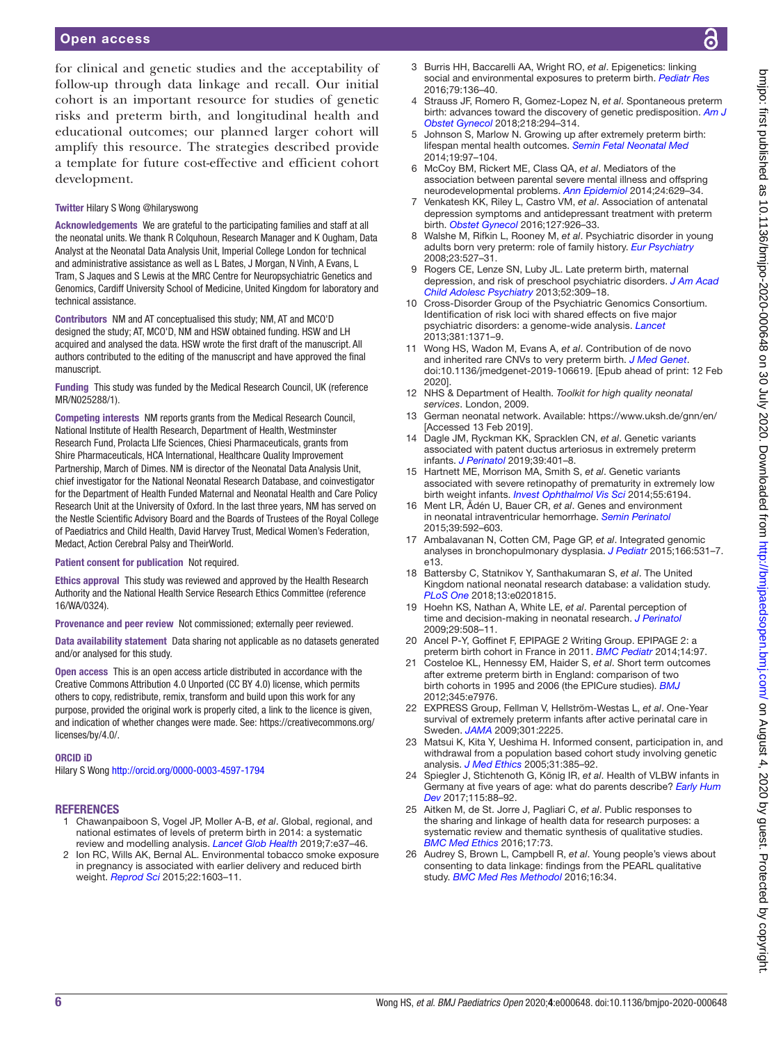for clinical and genetic studies and the acceptability of follow-up through data linkage and recall. Our initial cohort is an important resource for studies of genetic risks and preterm birth, and longitudinal health and educational outcomes; our planned larger cohort will amplify this resource. The strategies described provide a template for future cost-effective and efficient cohort development.

**Twitter** Hilary S Wong @hilaryswong

**Acknowledgements** We are grateful to the participating families and staff at all the neonatal units. We thank R Colquhoun, Research Manager and K Ougham, Data Analyst at the Neonatal Data Analysis Unit, Imperial College London for technical and administrative assistance as well as L Bates, J Morgan, N Vinh, A Evans, L Tram, S Jaques and S Lewis at the MRC Centre for Neuropsychiatric Genetics and Genomics, Cardiff University School of Medicine, United Kingdom for laboratory and technical assistance.

**Contributors** NM and AT conceptualised this study; NM, AT and MCO'D designed the study; AT, MCO'D, NM and HSW obtained funding. HSW and LH acquired and analysed the data. HSW wrote the first draft of the manuscript. All authors contributed to the editing of the manuscript and have approved the final manuscript.

**Funding** This study was funded by the Medical Research Council, UK (reference MR/N025288/1).

**Competing interests** NM reports grants from the Medical Research Council, National Institute of Health Research, Department of Health, Westminster Research Fund, Prolacta LIfe Sciences, Chiesi Pharmaceuticals, grants from Shire Pharmaceuticals, HCA International, Healthcare Quality Improvement Partnership, March of Dimes. NM is director of the Neonatal Data Analysis Unit, chief investigator for the National Neonatal Research Database, and coinvestigator for the Department of Health Funded Maternal and Neonatal Health and Care Policy Research Unit at the University of Oxford. In the last three years, NM has served on the Nestle Scientific Advisory Board and the Boards of Trustees of the Royal College of Paediatrics and Child Health, David Harvey Trust, Medical Women's Federation, Medact, Action Cerebral Palsy and TheirWorld.

**Patient consent for publication** Not required.

**Ethics approval** This study was reviewed and approved by the Health Research Authority and the National Health Service Research Ethics Committee (reference 16/WA/0324).

**Provenance and peer review** Not commissioned; externally peer reviewed.

**Data availability statement** Data sharing not applicable as no datasets generated and/or analysed for this study.

**Open access** This is an open access article distributed in accordance with the Creative Commons Attribution 4.0 Unported (CC BY 4.0) license, which permits others to copy, redistribute, remix, transform and build upon this work for any purpose, provided the original work is properly cited, a link to the licence is given, and indication of whether changes were made. See: https://creativecommons.org/licenses/by/4.0/.

**ORCID iD**

Hilary S Wong http://orcid.org/0000-0003-4597-1794

## REFERENCES

1. Chawanpaiboon S, Vogel JP, Moller A-B, *et al*. Global, regional, and national estimates of levels of preterm birth in 2014: a systematic review and modelling analysis. *Lancet Glob Health* 2019;7:e37–46.
2. Ion RC, Wills AK, Bernal AL. Environmental tobacco smoke exposure in pregnancy is associated with earlier delivery and reduced birth weight. *Reprod Sci* 2015;22:1603–11.
3. Burris HH, Baccarelli AA, Wright RO, *et al*. Epigenetics: linking social and environmental exposures to preterm birth. *Pediatr Res* 2016;79:136–40.
4. Strauss JF, Romero R, Gomez-Lopez N, *et al*. Spontaneous preterm birth: advances toward the discovery of genetic predisposition. *Am J Obstet Gynecol* 2018;218:294–314.
5. Johnson S, Marlow N. Growing up after extremely preterm birth: lifespan mental health outcomes. *Semin Fetal Neonatal Med* 2014;19:97–104.
6. McCoy BM, Rickert ME, Class QA, *et al*. Mediators of the association between parental severe mental illness and offspring neurodevelopmental problems. *Ann Epidemiol* 2014;24:629–34.
7. Venkatesh KK, Riley L, Castro VM, *et al*. Association of antenatal depression symptoms and antidepressant treatment with preterm birth. *Obstet Gynecol* 2016;127:926–33.
8. Walshe M, Rifkin L, Rooney M, *et al*. Psychiatric disorder in young adults born very preterm: role of family history. *Eur Psychiatry* 2008;23:527–31.
9. Rogers CE, Lenze SN, Luby JL. Late preterm birth, maternal depression, and risk of preschool psychiatric disorders. *J Am Acad Child Adolesc Psychiatry* 2013;52:309–18.
10. Cross-Disorder Group of the Psychiatric Genomics Consortium. Identification of risk loci with shared effects on five major psychiatric disorders: a genome-wide analysis. *Lancet* 2013;381:1371–9.
11. Wong HS, Wadon M, Evans A, *et al*. Contribution of de novo and inherited rare CNVs to very preterm birth. *J Med Genet*. doi:10.1136/jmedgenet-2019-106619. [Epub ahead of print: 12 Feb 2020].
12. NHS & Department of Health. *Toolkit for high quality neonatal services*. London, 2009.
13. German neonatal network. Available: https://www.uksh.de/gnn/en/ [Accessed 13 Feb 2019].
14. Dagle JM, Ryckman KK, Spracklen CN, *et al*. Genetic variants associated with patent ductus arteriosus in extremely preterm infants. *J Perinatol* 2019;39:401–8.
15. Hartnett ME, Morrison MA, Smith S, *et al*. Genetic variants associated with severe retinopathy of prematurity in extremely low birth weight infants. *Invest Ophthalmol Vis Sci* 2014;55:6194.
16. Ment LR, Ådén U, Bauer CR, *et al*. Genes and environment in neonatal intraventricular hemorrhage. *Semin Perinatol* 2015;39:592–603.
17. Ambalavanan N, Cotten CM, Page GP, *et al*. Integrated genomic analyses in bronchopulmonary dysplasia. *J Pediatr* 2015;166:531–7.e13.
18. Battersby C, Statnikov Y, Santhakumaran S, *et al*. The United Kingdom national neonatal research database: a validation study. *PLoS One* 2018;13:e0201815.
19. Hoehn KS, Nathan A, White LE, *et al*. Parental perception of time and decision-making in neonatal research. *J Perinatol* 2009;29:508–11.
20. Ancel P-Y, Goffinet F, EPIPAGE 2 Writing Group. EPIPAGE 2: a preterm birth cohort in France in 2011. *BMC Pediatr* 2014;14:97.
21. Costeloe KL, Hennessy EM, Haider S, *et al*. Short term outcomes after extreme preterm birth in England: comparison of two birth cohorts in 1995 and 2006 (the EPICure studies). *BMJ* 2012;345:e7976.
22. EXPRESS Group, Fellman V, Hellström-Westas L, *et al*. One-Year survival of extremely preterm infants after active perinatal care in Sweden. *JAMA* 2009;301:2225.
23. Matsui K, Kita Y, Ueshima H. Informed consent, participation in, and withdrawal from a population based cohort study involving genetic analysis. *J Med Ethics* 2005;31:385–92.
24. Spiegler J, Stichtenoth G, König IR, *et al*. Health of VLBW infants in Germany at five years of age: what do parents describe? *Early Hum Dev* 2017;115:88–92.
25. Aitken M, de St. Jorre J, Pagliari C, *et al*. Public responses to the sharing and linkage of health data for research purposes: a systematic review and thematic synthesis of qualitative studies. *BMC Med Ethics* 2016;17:73.
26. Audrey S, Brown L, Campbell R, *et al*. Young people's views about consenting to data linkage: findings from the PEARL qualitative study. *BMC Med Res Methodol* 2016;16:34.